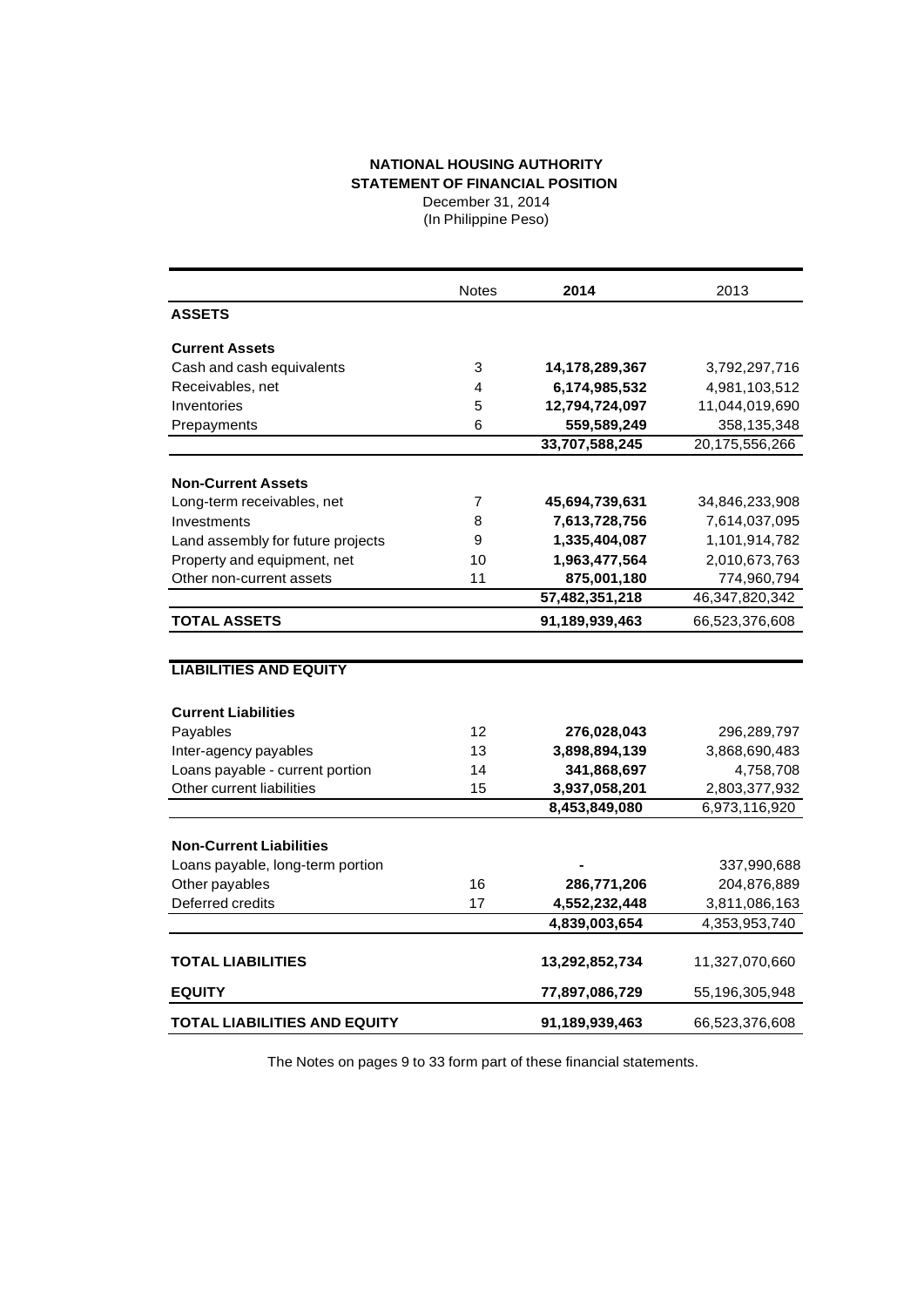**NATIONAL HOUSING AUTHORITY**
**STATEMENT OF FINANCIAL POSITION**
December 31, 2014
(In Philippine Peso)

| | Notes | 2014 | 2013 |
|---|---|---|---|
| **ASSETS** | | | |
| **Current Assets** | | | |
| Cash and cash equivalents | 3 | **14,178,289,367** | 3,792,297,716 |
| Receivables, net | 4 | **6,174,985,532** | 4,981,103,512 |
| Inventories | 5 | **12,794,724,097** | 11,044,019,690 |
| Prepayments | 6 | **559,589,249** | 358,135,348 |
| | | **33,707,588,245** | 20,175,556,266 |
| **Non-Current Assets** | | | |
| Long-term receivables, net | 7 | **45,694,739,631** | 34,846,233,908 |
| Investments | 8 | **7,613,728,756** | 7,614,037,095 |
| Land assembly for future projects | 9 | **1,335,404,087** | 1,101,914,782 |
| Property and equipment, net | 10 | **1,963,477,564** | 2,010,673,763 |
| Other non-current assets | 11 | **875,001,180** | 774,960,794 |
| | | **57,482,351,218** | 46,347,820,342 |
| **TOTAL ASSETS** | | **91,189,939,463** | 66,523,376,608 |
| **LIABILITIES AND EQUITY** | | | |
| **Current Liabilities** | | | |
| Payables | 12 | **276,028,043** | 296,289,797 |
| Inter-agency payables | 13 | **3,898,894,139** | 3,868,690,483 |
| Loans payable - current portion | 14 | **341,868,697** | 4,758,708 |
| Other current liabilities | 15 | **3,937,058,201** | 2,803,377,932 |
| | | **8,453,849,080** | 6,973,116,920 |
| **Non-Current Liabilities** | | | |
| Loans payable, long-term portion | | **-** | 337,990,688 |
| Other payables | 16 | **286,771,206** | 204,876,889 |
| Deferred credits | 17 | **4,552,232,448** | 3,811,086,163 |
| | | **4,839,003,654** | 4,353,953,740 |
| **TOTAL LIABILITIES** | | **13,292,852,734** | 11,327,070,660 |
| **EQUITY** | | **77,897,086,729** | 55,196,305,948 |
| **TOTAL LIABILITIES AND EQUITY** | | **91,189,939,463** | 66,523,376,608 |

The Notes on pages 9 to 33 form part of these financial statements.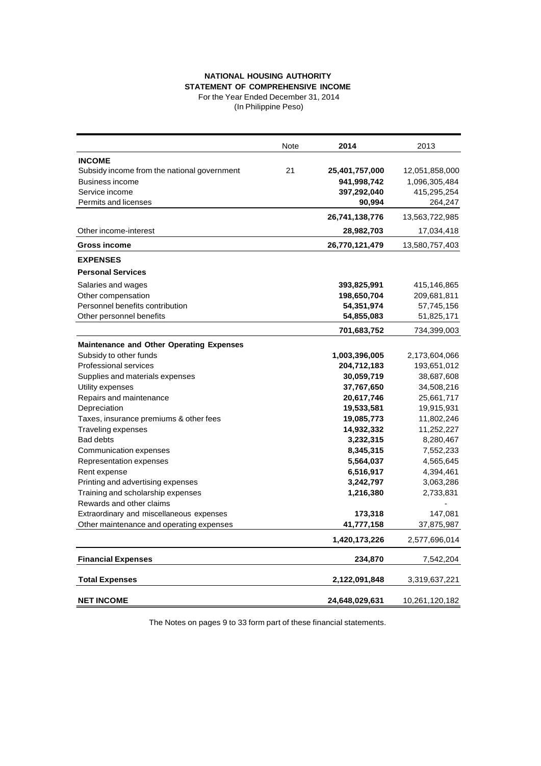**NATIONAL HOUSING AUTHORITY**
**STATEMENT OF COMPREHENSIVE INCOME**
For the Year Ended December 31, 2014
(In Philippine Peso)

| | Note | 2014 | 2013 |
|---|---|---|---|
| **INCOME** | | | |
| Subsidy income from the national government | 21 | **25,401,757,000** | 12,051,858,000 |
| Business income | | **941,998,742** | 1,096,305,484 |
| Service income | | **397,292,040** | 415,295,254 |
| Permits and licenses | | **90,994** | 264,247 |
| | | **26,741,138,776** | 13,563,722,985 |
| Other income-interest | | **28,982,703** | 17,034,418 |
| **Gross income** | | **26,770,121,479** | 13,580,757,403 |
| **EXPENSES** | | | |
| **Personal Services** | | | |
| Salaries and wages | | **393,825,991** | 415,146,865 |
| Other compensation | | **198,650,704** | 209,681,811 |
| Personnel benefits contribution | | **54,351,974** | 57,745,156 |
| Other personnel benefits | | **54,855,083** | 51,825,171 |
| | | **701,683,752** | 734,399,003 |
| **Maintenance and Other Operating Expenses** | | | |
| Subsidy to other funds | | **1,003,396,005** | 2,173,604,066 |
| Professional services | | **204,712,183** | 193,651,012 |
| Supplies and materials expenses | | **30,059,719** | 38,687,608 |
| Utility expenses | | **37,767,650** | 34,508,216 |
| Repairs and maintenance | | **20,617,746** | 25,661,717 |
| Depreciation | | **19,533,581** | 19,915,931 |
| Taxes, insurance premiums & other fees | | **19,085,773** | 11,802,246 |
| Traveling expenses | | **14,932,332** | 11,252,227 |
| Bad debts | | **3,232,315** | 8,280,467 |
| Communication expenses | | **8,345,315** | 7,552,233 |
| Representation expenses | | **5,564,037** | 4,565,645 |
| Rent expense | | **6,516,917** | 4,394,461 |
| Printing and advertising expenses | | **3,242,797** | 3,063,286 |
| Training and scholarship expenses | | **1,216,380** | 2,733,831 |
| Rewards and other claims | | | - |
| Extraordinary and miscellaneous expenses | | **173,318** | 147,081 |
| Other maintenance and operating expenses | | **41,777,158** | 37,875,987 |
| | | **1,420,173,226** | 2,577,696,014 |
| **Financial Expenses** | | **234,870** | 7,542,204 |
| **Total Expenses** | | **2,122,091,848** | 3,319,637,221 |
| **NET INCOME** | | **24,648,029,631** | 10,261,120,182 |

The Notes on pages 9 to 33 form part of these financial statements.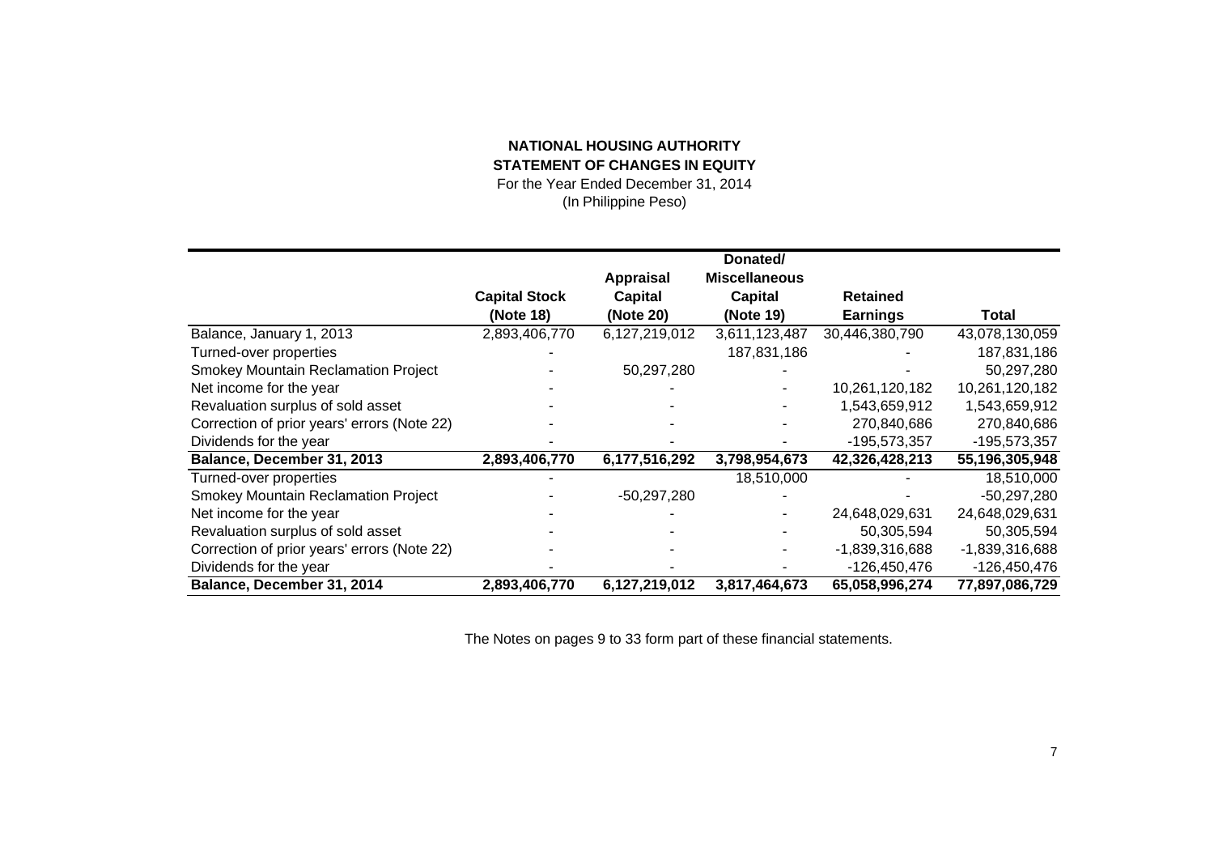**NATIONAL HOUSING AUTHORITY**
**STATEMENT OF CHANGES IN EQUITY**
For the Year Ended December 31, 2014
(In Philippine Peso)

| | Capital Stock (Note 18) | Appraisal Capital (Note 20) | Donated/ Miscellaneous Capital (Note 19) | Retained Earnings | Total |
|---|---|---|---|---|---|
| Balance, January 1, 2013 | 2,893,406,770 | 6,127,219,012 | 3,611,123,487 | 30,446,380,790 | 43,078,130,059 |
| Turned-over properties | - | | 187,831,186 | - | 187,831,186 |
| Smokey Mountain Reclamation Project | - | 50,297,280 | - | - | 50,297,280 |
| Net income for the year | - | - | - | 10,261,120,182 | 10,261,120,182 |
| Revaluation surplus of sold asset | - | - | - | 1,543,659,912 | 1,543,659,912 |
| Correction of prior years' errors (Note 22) | - | - | - | 270,840,686 | 270,840,686 |
| Dividends for the year | - | - | - | -195,573,357 | -195,573,357 |
| **Balance, December 31, 2013** | **2,893,406,770** | **6,177,516,292** | **3,798,954,673** | **42,326,428,213** | **55,196,305,948** |
| Turned-over properties | - | | 18,510,000 | - | 18,510,000 |
| Smokey Mountain Reclamation Project | - | -50,297,280 | - | - | -50,297,280 |
| Net income for the year | - | - | - | 24,648,029,631 | 24,648,029,631 |
| Revaluation surplus of sold asset | - | - | - | 50,305,594 | 50,305,594 |
| Correction of prior years' errors (Note 22) | - | - | - | -1,839,316,688 | -1,839,316,688 |
| Dividends for the year | - | - | - | -126,450,476 | -126,450,476 |
| **Balance, December 31, 2014** | **2,893,406,770** | **6,127,219,012** | **3,817,464,673** | **65,058,996,274** | **77,897,086,729** |

The Notes on pages 9 to 33 form part of these financial statements.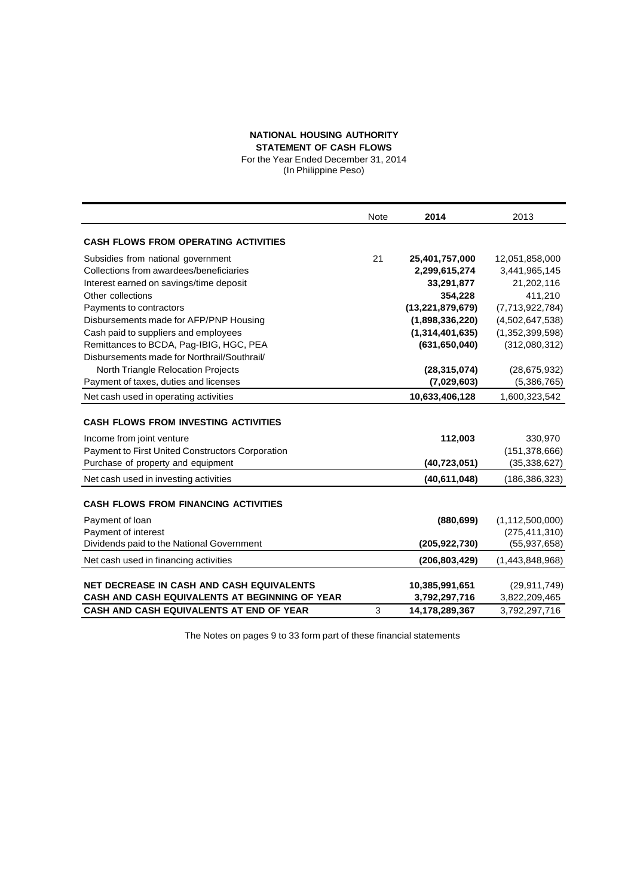**NATIONAL HOUSING AUTHORITY**
**STATEMENT OF CASH FLOWS**
For the Year Ended December 31, 2014
(In Philippine Peso)

| | Note | 2014 | 2013 |
|---|---|---|---|
| **CASH FLOWS FROM OPERATING ACTIVITIES** | | | |
| Subsidies from national government | 21 | **25,401,757,000** | 12,051,858,000 |
| Collections from awardees/beneficiaries | | **2,299,615,274** | 3,441,965,145 |
| Interest earned on savings/time deposit | | **33,291,877** | 21,202,116 |
| Other collections | | **354,228** | 411,210 |
| Payments to contractors | | **(13,221,879,679)** | (7,713,922,784) |
| Disbursements made for AFP/PNP Housing | | **(1,898,336,220)** | (4,502,647,538) |
| Cash paid to suppliers and employees | | **(1,314,401,635)** | (1,352,399,598) |
| Remittances to BCDA, Pag-IBIG, HGC, PEA | | **(631,650,040)** | (312,080,312) |
| Disbursements made for Northrail/Southrail/ North Triangle Relocation Projects | | **(28,315,074)** | (28,675,932) |
| Payment of taxes, duties and licenses | | **(7,029,603)** | (5,386,765) |
| Net cash used in operating activities | | **10,633,406,128** | 1,600,323,542 |
| **CASH FLOWS FROM INVESTING ACTIVITIES** | | | |
| Income from joint venture | | **112,003** | 330,970 |
| Payment to First United Constructors Corporation | | | (151,378,666) |
| Purchase of property and equipment | | **(40,723,051)** | (35,338,627) |
| Net cash used in investing activities | | **(40,611,048)** | (186,386,323) |
| **CASH FLOWS FROM FINANCING ACTIVITIES** | | | |
| Payment of loan | | **(880,699)** | (1,112,500,000) |
| Payment of interest | | | (275,411,310) |
| Dividends paid to the National Government | | **(205,922,730)** | (55,937,658) |
| Net cash used in financing activities | | **(206,803,429)** | (1,443,848,968) |
| **NET DECREASE IN CASH AND CASH EQUIVALENTS** | | **10,385,991,651** | (29,911,749) |
| **CASH AND CASH EQUIVALENTS AT BEGINNING OF YEAR** | | **3,792,297,716** | 3,822,209,465 |
| **CASH AND CASH EQUIVALENTS AT END OF YEAR** | 3 | **14,178,289,367** | 3,792,297,716 |

The Notes on pages 9 to 33 form part of these financial statements